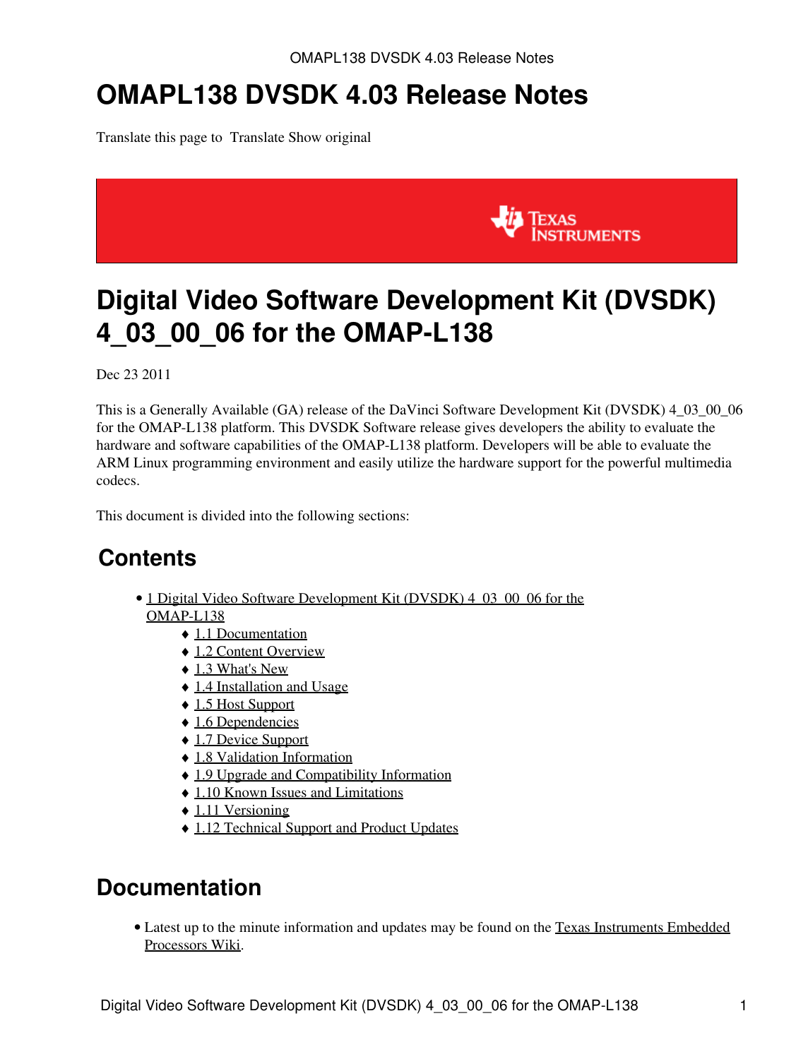# OMAPL138 DVSDK 4.03 Release Notes

Translate this page to  Translate Show original

# Digital Video Software Development Kit (DVSDK) 4_03_00_06 for the OMAP-L138

Dec 23 2011

This is a Generally Available (GA) release of the DaVinci Software Development Kit (DVSDK) 4_03_00_06 for the OMAP-L138 platform. This DVSDK Software release gives developers the ability to evaluate the hardware and software capabilities of the OMAP-L138 platform. Developers will be able to evaluate the ARM Linux programming environment and easily utilize the hardware support for the powerful multimedia codecs.

This document is divided into the following sections:

## Contents

- 1 Digital Video Software Development Kit (DVSDK) 4_03_00_06 for the OMAP-L138
    - 1.1 Documentation
    - 1.2 Content Overview
    - 1.3 What's New
    - 1.4 Installation and Usage
    - 1.5 Host Support
    - 1.6 Dependencies
    - 1.7 Device Support
    - 1.8 Validation Information
    - 1.9 Upgrade and Compatibility Information
    - 1.10 Known Issues and Limitations
    - 1.11 Versioning
    - 1.12 Technical Support and Product Updates

## Documentation

- Latest up to the minute information and updates may be found on the Texas Instruments Embedded Processors Wiki.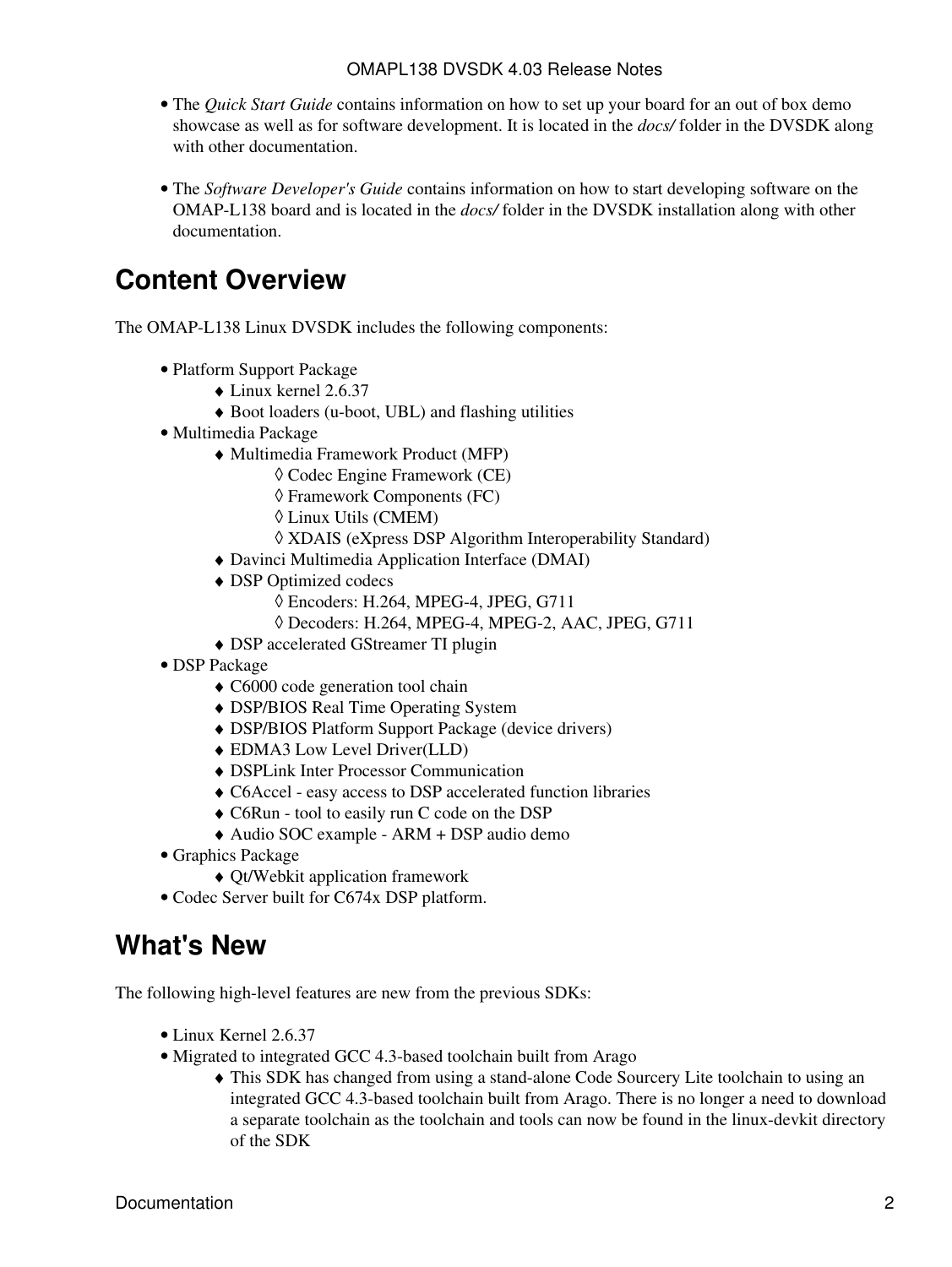- The *Quick Start Guide* contains information on how to set up your board for an out of box demo showcase as well as for software development. It is located in the *docs/* folder in the DVSDK along with other documentation.

- The *Software Developer's Guide* contains information on how to start developing software on the OMAP-L138 board and is located in the *docs/* folder in the DVSDK installation along with other documentation.

# Content Overview

The OMAP-L138 Linux DVSDK includes the following components:

- Platform Support Package
  - Linux kernel 2.6.37
  - Boot loaders (u-boot, UBL) and flashing utilities
- Multimedia Package
  - Multimedia Framework Product (MFP)
    - Codec Engine Framework (CE)
    - Framework Components (FC)
    - Linux Utils (CMEM)
    - XDAIS (eXpress DSP Algorithm Interoperability Standard)
  - Davinci Multimedia Application Interface (DMAI)
  - DSP Optimized codecs
    - Encoders: H.264, MPEG-4, JPEG, G711
    - Decoders: H.264, MPEG-4, MPEG-2, AAC, JPEG, G711
  - DSP accelerated GStreamer TI plugin
- DSP Package
  - C6000 code generation tool chain
  - DSP/BIOS Real Time Operating System
  - DSP/BIOS Platform Support Package (device drivers)
  - EDMA3 Low Level Driver(LLD)
  - DSPLink Inter Processor Communication
  - C6Accel - easy access to DSP accelerated function libraries
  - C6Run - tool to easily run C code on the DSP
  - Audio SOC example - ARM + DSP audio demo
- Graphics Package
  - Qt/Webkit application framework
- Codec Server built for C674x DSP platform.

# What's New

The following high-level features are new from the previous SDKs:

- Linux Kernel 2.6.37
- Migrated to integrated GCC 4.3-based toolchain built from Arago
  - This SDK has changed from using a stand-alone Code Sourcery Lite toolchain to using an integrated GCC 4.3-based toolchain built from Arago. There is no longer a need to download a separate toolchain as the toolchain and tools can now be found in the linux-devkit directory of the SDK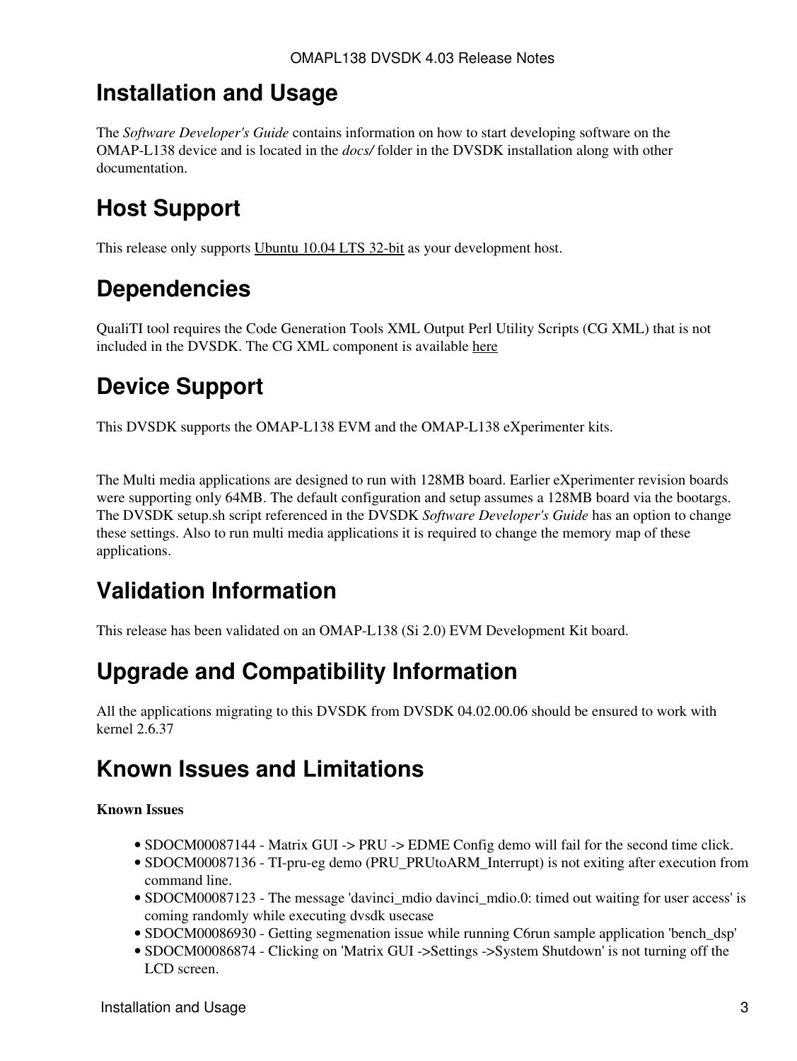## Installation and Usage

The *Software Developer's Guide* contains information on how to start developing software on the OMAP-L138 device and is located in the *docs/* folder in the DVSDK installation along with other documentation.

## Host Support

This release only supports Ubuntu 10.04 LTS 32-bit as your development host.

## Dependencies

QualiTI tool requires the Code Generation Tools XML Output Perl Utility Scripts (CG XML) that is not included in the DVSDK. The CG XML component is available here

## Device Support

This DVSDK supports the OMAP-L138 EVM and the OMAP-L138 eXperimenter kits.

The Multi media applications are designed to run with 128MB board. Earlier eXperimenter revision boards were supporting only 64MB. The default configuration and setup assumes a 128MB board via the bootargs. The DVSDK setup.sh script referenced in the DVSDK *Software Developer's Guide* has an option to change these settings. Also to run multi media applications it is required to change the memory map of these applications.

## Validation Information

This release has been validated on an OMAP-L138 (Si 2.0) EVM Development Kit board.

## Upgrade and Compatibility Information

All the applications migrating to this DVSDK from DVSDK 04.02.00.06 should be ensured to work with kernel 2.6.37

## Known Issues and Limitations

**Known Issues**

- SDOCM00087144 - Matrix GUI -> PRU -> EDME Config demo will fail for the second time click.
- SDOCM00087136 - TI-pru-eg demo (PRU_PRUtoARM_Interrupt) is not exiting after execution from command line.
- SDOCM00087123 - The message 'davinci_mdio davinci_mdio.0: timed out waiting for user access' is coming randomly while executing dvsdk usecase
- SDOCM00086930 - Getting segmenation issue while running C6run sample application 'bench_dsp'
- SDOCM00086874 - Clicking on 'Matrix GUI ->Settings ->System Shutdown' is not turning off the LCD screen.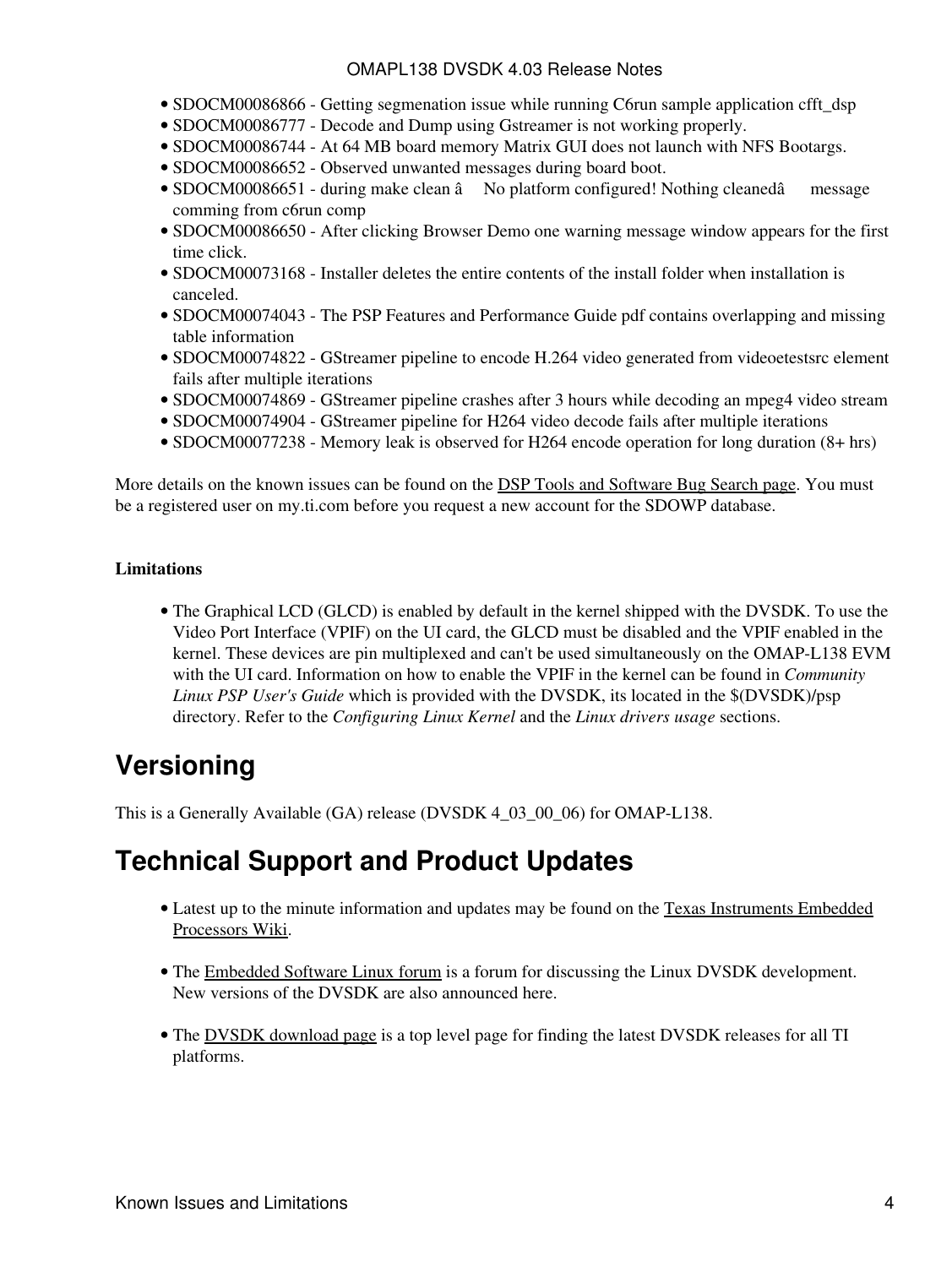- SDOCM00086866 - Getting segmenation issue while running C6run sample application cfft_dsp
- SDOCM00086777 - Decode and Dump using Gstreamer is not working properly.
- SDOCM00086744 - At 64 MB board memory Matrix GUI does not launch with NFS Bootargs.
- SDOCM00086652 - Observed unwanted messages during board boot.
- SDOCM00086651 - during make clean â No platform configured! Nothing cleanedâ message comming from c6run comp
- SDOCM00086650 - After clicking Browser Demo one warning message window appears for the first time click.
- SDOCM00073168 - Installer deletes the entire contents of the install folder when installation is canceled.
- SDOCM00074043 - The PSP Features and Performance Guide pdf contains overlapping and missing table information
- SDOCM00074822 - GStreamer pipeline to encode H.264 video generated from videoetestsrc element fails after multiple iterations
- SDOCM00074869 - GStreamer pipeline crashes after 3 hours while decoding an mpeg4 video stream
- SDOCM00074904 - GStreamer pipeline for H264 video decode fails after multiple iterations
- SDOCM00077238 - Memory leak is observed for H264 encode operation for long duration (8+ hrs)

More details on the known issues can be found on the DSP Tools and Software Bug Search page. You must be a registered user on my.ti.com before you request a new account for the SDOWP database.

**Limitations**

- The Graphical LCD (GLCD) is enabled by default in the kernel shipped with the DVSDK. To use the Video Port Interface (VPIF) on the UI card, the GLCD must be disabled and the VPIF enabled in the kernel. These devices are pin multiplexed and can't be used simultaneously on the OMAP-L138 EVM with the UI card. Information on how to enable the VPIF in the kernel can be found in *Community Linux PSP User's Guide* which is provided with the DVSDK, its located in the $(DVSDK)/psp directory. Refer to the *Configuring Linux Kernel* and the *Linux drivers usage* sections.

# Versioning

This is a Generally Available (GA) release (DVSDK 4_03_00_06) for OMAP-L138.

# Technical Support and Product Updates

- Latest up to the minute information and updates may be found on the Texas Instruments Embedded Processors Wiki.

- The Embedded Software Linux forum is a forum for discussing the Linux DVSDK development. New versions of the DVSDK are also announced here.

- The DVSDK download page is a top level page for finding the latest DVSDK releases for all TI platforms.